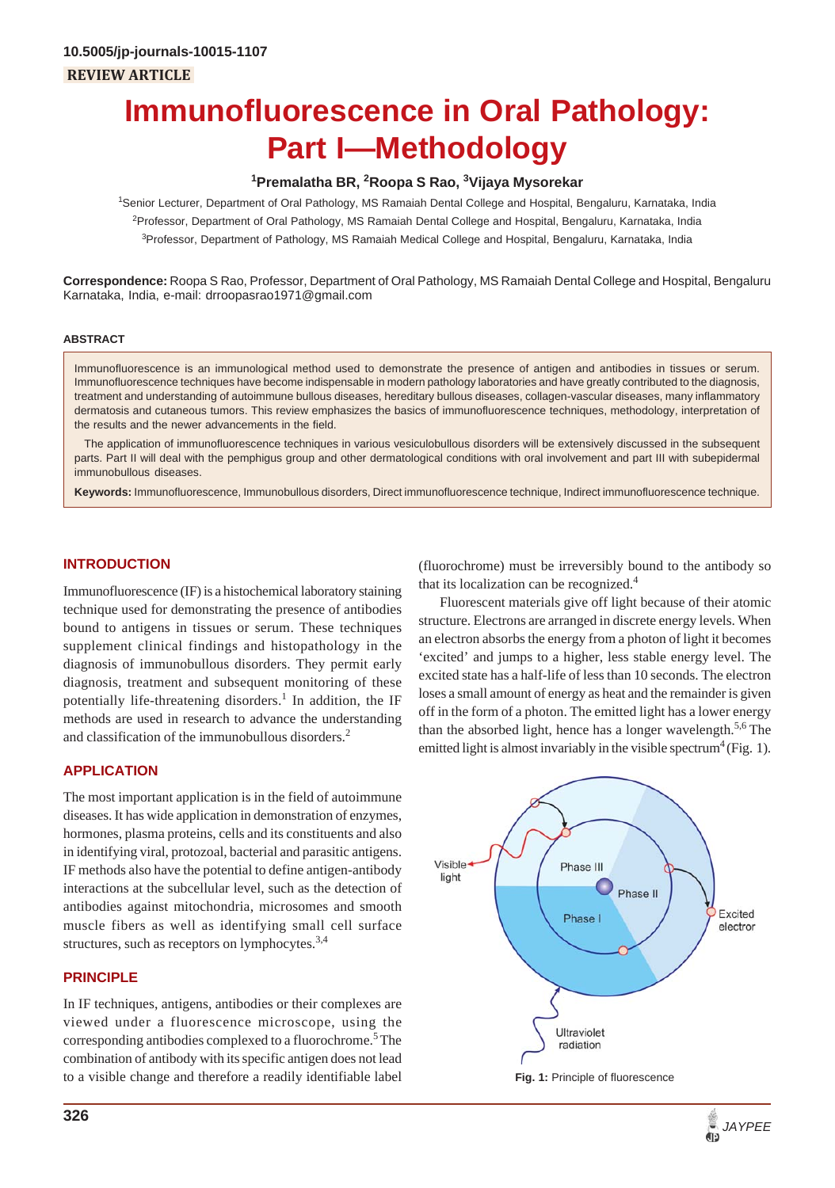10.5005/jp-journals-10015-1107

REVIEW ARTICLE

# Immunofluorescence in Oral Pathology: Part I—Methodology

[1]Premalatha BR, [2]Roopa S Rao, [3]Vijaya Mysorekar

[1]Senior Lecturer, Department of Oral Pathology, MS Ramaiah Dental College and Hospital, Bengaluru, Karnataka, India

[2]Professor, Department of Oral Pathology, MS Ramaiah Dental College and Hospital, Bengaluru, Karnataka, India

[3]Professor, Department of Pathology, MS Ramaiah Medical College and Hospital, Bengaluru, Karnataka, India

**Correspondence:** Roopa S Rao, Professor, Department of Oral Pathology, MS Ramaiah Dental College and Hospital, Bengaluru Karnataka, India, e-mail: drroopasrao1971@gmail.com

## ABSTRACT

Immunofluorescence is an immunological method used to demonstrate the presence of antigen and antibodies in tissues or serum. Immunofluorescence techniques have become indispensable in modern pathology laboratories and have greatly contributed to the diagnosis, treatment and understanding of autoimmune bullous diseases, hereditary bullous diseases, collagen-vascular diseases, many inflammatory dermatosis and cutaneous tumors. This review emphasizes the basics of immunofluorescence techniques, methodology, interpretation of the results and the newer advancements in the field.

The application of immunofluorescence techniques in various vesiculobullous disorders will be extensively discussed in the subsequent parts. Part II will deal with the pemphigus group and other dermatological conditions with oral involvement and part III with subepidermal immunobullous diseases.

**Keywords:** Immunofluorescence, Immunobullous disorders, Direct immunofluorescence technique, Indirect immunofluorescence technique.

## INTRODUCTION

Immunofluorescence (IF) is a histochemical laboratory staining technique used for demonstrating the presence of antibodies bound to antigens in tissues or serum. These techniques supplement clinical findings and histopathology in the diagnosis of immunobullous disorders. They permit early diagnosis, treatment and subsequent monitoring of these potentially life-threatening disorders.[1] In addition, the IF methods are used in research to advance the understanding and classification of the immunobullous disorders.[2]

## APPLICATION

The most important application is in the field of autoimmune diseases. It has wide application in demonstration of enzymes, hormones, plasma proteins, cells and its constituents and also in identifying viral, protozoal, bacterial and parasitic antigens. IF methods also have the potential to define antigen-antibody interactions at the subcellular level, such as the detection of antibodies against mitochondria, microsomes and smooth muscle fibers as well as identifying small cell surface structures, such as receptors on lymphocytes.[3,4]

## PRINCIPLE

In IF techniques, antigens, antibodies or their complexes are viewed under a fluorescence microscope, using the corresponding antibodies complexed to a fluorochrome.[5] The combination of antibody with its specific antigen does not lead to a visible change and therefore a readily identifiable label (fluorochrome) must be irreversibly bound to the antibody so that its localization can be recognized.[4]

Fluorescent materials give off light because of their atomic structure. Electrons are arranged in discrete energy levels. When an electron absorbs the energy from a photon of light it becomes 'excited' and jumps to a higher, less stable energy level. The excited state has a half-life of less than 10 seconds. The electron loses a small amount of energy as heat and the remainder is given off in the form of a photon. The emitted light has a lower energy than the absorbed light, hence has a longer wavelength.[5,6] The emitted light is almost invariably in the visible spectrum[4] (Fig. 1).

Fig. 1: Principle of fluorescence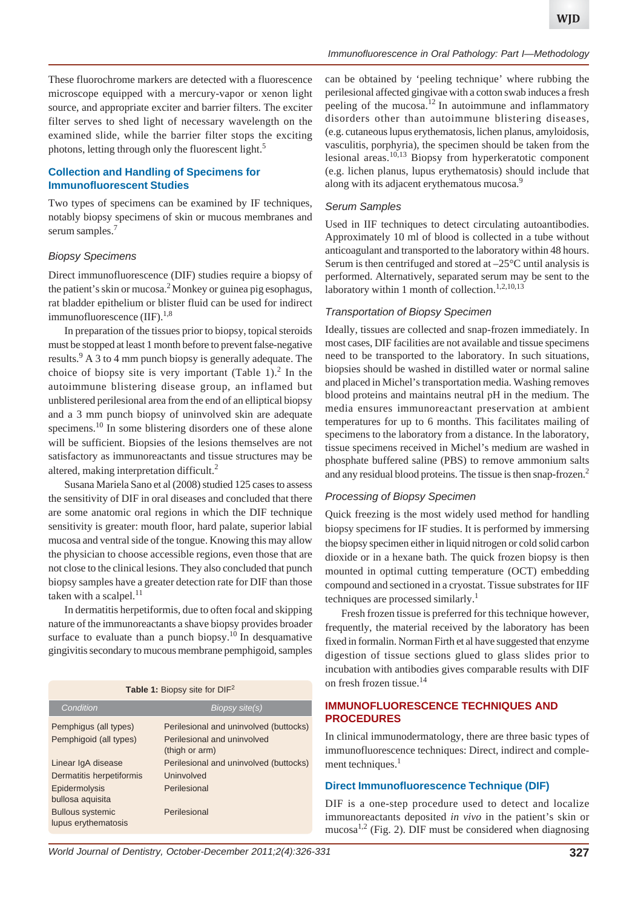These fluorochrome markers are detected with a fluorescence microscope equipped with a mercury-vapor or xenon light source, and appropriate exciter and barrier filters. The exciter filter serves to shed light of necessary wavelength on the examined slide, while the barrier filter stops the exciting photons, letting through only the fluorescent light.[5]

## Collection and Handling of Specimens for Immunofluorescent Studies

Two types of specimens can be examined by IF techniques, notably biopsy specimens of skin or mucous membranes and serum samples.[7]

### *Biopsy Specimens*

Direct immunofluorescence (DIF) studies require a biopsy of the patient's skin or mucosa.[2] Monkey or guinea pig esophagus, rat bladder epithelium or blister fluid can be used for indirect immunofluorescence (IIF).[1,8]

In preparation of the tissues prior to biopsy, topical steroids must be stopped at least 1 month before to prevent false-negative results.[9] A 3 to 4 mm punch biopsy is generally adequate. The choice of biopsy site is very important (Table 1).[2] In the autoimmune blistering disease group, an inflamed but unblistered perilesional area from the end of an elliptical biopsy and a 3 mm punch biopsy of uninvolved skin are adequate specimens.[10] In some blistering disorders one of these alone will be sufficient. Biopsies of the lesions themselves are not satisfactory as immunoreactants and tissue structures may be altered, making interpretation difficult.[2]

Susana Mariela Sano et al (2008) studied 125 cases to assess the sensitivity of DIF in oral diseases and concluded that there are some anatomic oral regions in which the DIF technique sensitivity is greater: mouth floor, hard palate, superior labial mucosa and ventral side of the tongue. Knowing this may allow the physician to choose accessible regions, even those that are not close to the clinical lesions. They also concluded that punch biopsy samples have a greater detection rate for DIF than those taken with a scalpel.[11]

In dermatitis herpetiformis, due to often focal and skipping nature of the immunoreactants a shave biopsy provides broader surface to evaluate than a punch biopsy.[10] In desquamative gingivitis secondary to mucous membrane pemphigoid, samples can be obtained by 'peeling technique' where rubbing the perilesional affected gingivae with a cotton swab induces a fresh peeling of the mucosa.[12] In autoimmune and inflammatory disorders other than autoimmune blistering diseases, (e.g. cutaneous lupus erythematosis, lichen planus, amyloidosis, vasculitis, porphyria), the specimen should be taken from the lesional areas.[10,13] Biopsy from hyperkeratotic component (e.g. lichen planus, lupus erythematosis) should include that along with its adjacent erythematous mucosa.[9]

**Table 1:** Biopsy site for DIF[2]

| Condition | Biopsy site(s) |
|---|---|
| Pemphigus (all types) | Perilesional and uninvolved (buttocks) |
| Pemphigoid (all types) | Perilesional and uninvolved (thigh or arm) |
| Linear IgA disease | Perilesional and uninvolved (buttocks) |
| Dermatitis herpetiformis | Uninvolved |
| Epidermolysis bullosa aquisita | Perilesional |
| Bullous systemic lupus erythematosis | Perilesional |

### *Serum Samples*

Used in IIF techniques to detect circulating autoantibodies. Approximately 10 ml of blood is collected in a tube without anticoagulant and transported to the laboratory within 48 hours. Serum is then centrifuged and stored at –25°C until analysis is performed. Alternatively, separated serum may be sent to the laboratory within 1 month of collection.[1,2,10,13]

### *Transportation of Biopsy Specimen*

Ideally, tissues are collected and snap-frozen immediately. In most cases, DIF facilities are not available and tissue specimens need to be transported to the laboratory. In such situations, biopsies should be washed in distilled water or normal saline and placed in Michel's transportation media. Washing removes blood proteins and maintains neutral pH in the medium. The media ensures immunoreactant preservation at ambient temperatures for up to 6 months. This facilitates mailing of specimens to the laboratory from a distance. In the laboratory, tissue specimens received in Michel's medium are washed in phosphate buffered saline (PBS) to remove ammonium salts and any residual blood proteins. The tissue is then snap-frozen.[2]

### *Processing of Biopsy Specimen*

Quick freezing is the most widely used method for handling biopsy specimens for IF studies. It is performed by immersing the biopsy specimen either in liquid nitrogen or cold solid carbon dioxide or in a hexane bath. The quick frozen biopsy is then mounted in optimal cutting temperature (OCT) embedding compound and sectioned in a cryostat. Tissue substrates for IIF techniques are processed similarly.[1]

Fresh frozen tissue is preferred for this technique however, frequently, the material received by the laboratory has been fixed in formalin. Norman Firth et al have suggested that enzyme digestion of tissue sections glued to glass slides prior to incubation with antibodies gives comparable results with DIF on fresh frozen tissue.[14]

## IMMUNOFLUORESCENCE TECHNIQUES AND PROCEDURES

In clinical immunodermatology, there are three basic types of immunofluorescence techniques: Direct, indirect and complement techniques.[1]

### Direct Immunofluorescence Technique (DIF)

DIF is a one-step procedure used to detect and localize immunoreactants deposited *in vivo* in the patient's skin or mucosa[1,2] (Fig. 2). DIF must be considered when diagnosing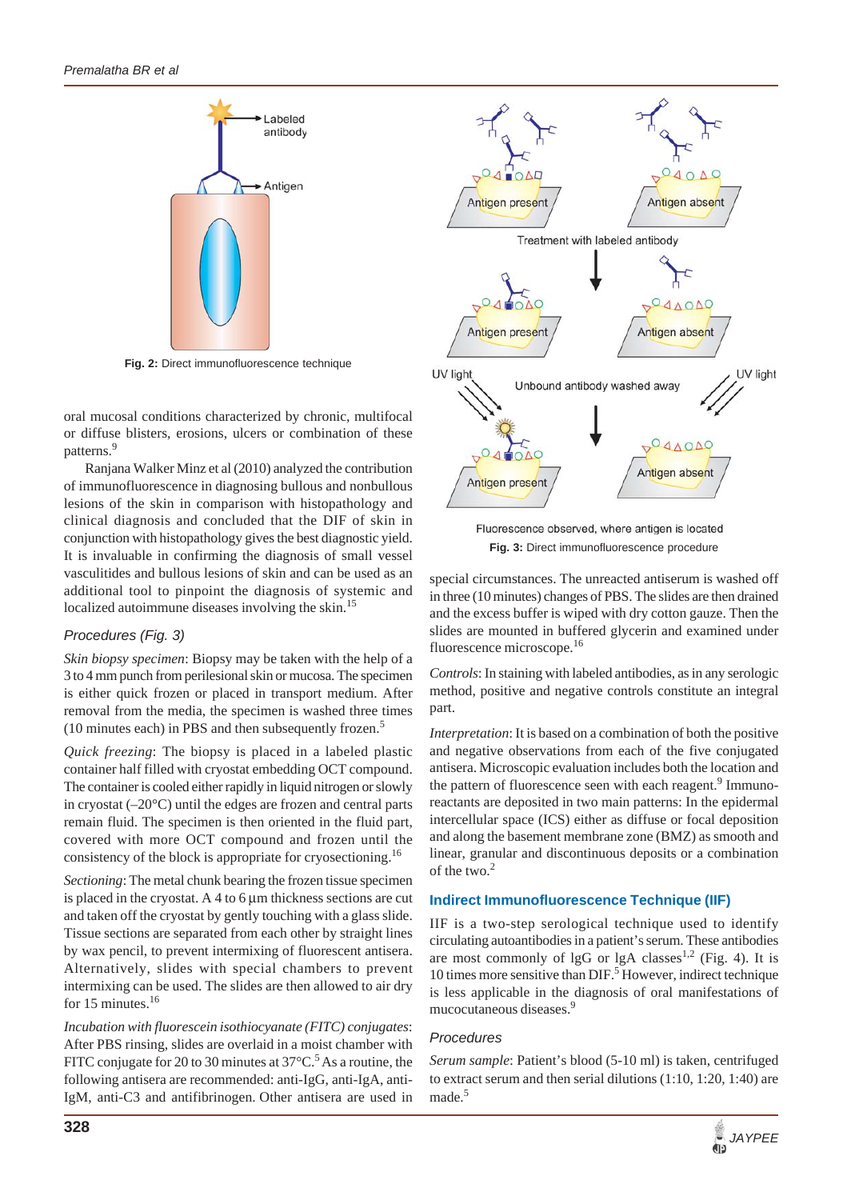Fig. 2: Direct immunofluorescence technique

oral mucosal conditions characterized by chronic, multifocal or diffuse blisters, erosions, ulcers or combination of these patterns.[9]

Ranjana Walker Minz et al (2010) analyzed the contribution of immunofluorescence in diagnosing bullous and nonbullous lesions of the skin in comparison with histopathology and clinical diagnosis and concluded that the DIF of skin in conjunction with histopathology gives the best diagnostic yield. It is invaluable in confirming the diagnosis of small vessel vasculitides and bullous lesions of skin and can be used as an additional tool to pinpoint the diagnosis of systemic and localized autoimmune diseases involving the skin.[15]

### Procedures (Fig. 3)

*Skin biopsy specimen*: Biopsy may be taken with the help of a 3 to 4 mm punch from perilesional skin or mucosa. The specimen is either quick frozen or placed in transport medium. After removal from the media, the specimen is washed three times (10 minutes each) in PBS and then subsequently frozen.[5]

*Quick freezing*: The biopsy is placed in a labeled plastic container half filled with cryostat embedding OCT compound. The container is cooled either rapidly in liquid nitrogen or slowly in cryostat (–20°C) until the edges are frozen and central parts remain fluid. The specimen is then oriented in the fluid part, covered with more OCT compound and frozen until the consistency of the block is appropriate for cryosectioning.[16]

*Sectioning*: The metal chunk bearing the frozen tissue specimen is placed in the cryostat. A 4 to 6 µm thickness sections are cut and taken off the cryostat by gently touching with a glass slide. Tissue sections are separated from each other by straight lines by wax pencil, to prevent intermixing of fluorescent antisera. Alternatively, slides with special chambers to prevent intermixing can be used. The slides are then allowed to air dry for 15 minutes.[16]

*Incubation with fluorescein isothiocyanate (FITC) conjugates*: After PBS rinsing, slides are overlaid in a moist chamber with FITC conjugate for 20 to 30 minutes at 37°C.[5] As a routine, the following antisera are recommended: anti-IgG, anti-IgA, anti-IgM, anti-C3 and antifibrinogen. Other antisera are used in special circumstances. The unreacted antiserum is washed off in three (10 minutes) changes of PBS. The slides are then drained and the excess buffer is wiped with dry cotton gauze. Then the slides are mounted in buffered glycerin and examined under fluorescence microscope.[16]

Fig. 3: Direct immunofluorescence procedure

*Controls*: In staining with labeled antibodies, as in any serologic method, positive and negative controls constitute an integral part.

*Interpretation*: It is based on a combination of both the positive and negative observations from each of the five conjugated antisera. Microscopic evaluation includes both the location and the pattern of fluorescence seen with each reagent.[9] Immunoreactants are deposited in two main patterns: In the epidermal intercellular space (ICS) either as diffuse or focal deposition and along the basement membrane zone (BMZ) as smooth and linear, granular and discontinuous deposits or a combination of the two.[2]

## Indirect Immunofluorescence Technique (IIF)

IIF is a two-step serological technique used to identify circulating autoantibodies in a patient's serum. These antibodies are most commonly of IgG or IgA classes[1,2] (Fig. 4). It is 10 times more sensitive than DIF.[5] However, indirect technique is less applicable in the diagnosis of oral manifestations of mucocutaneous diseases.[9]

### Procedures

*Serum sample*: Patient's blood (5-10 ml) is taken, centrifuged to extract serum and then serial dilutions (1:10, 1:20, 1:40) are made.[5]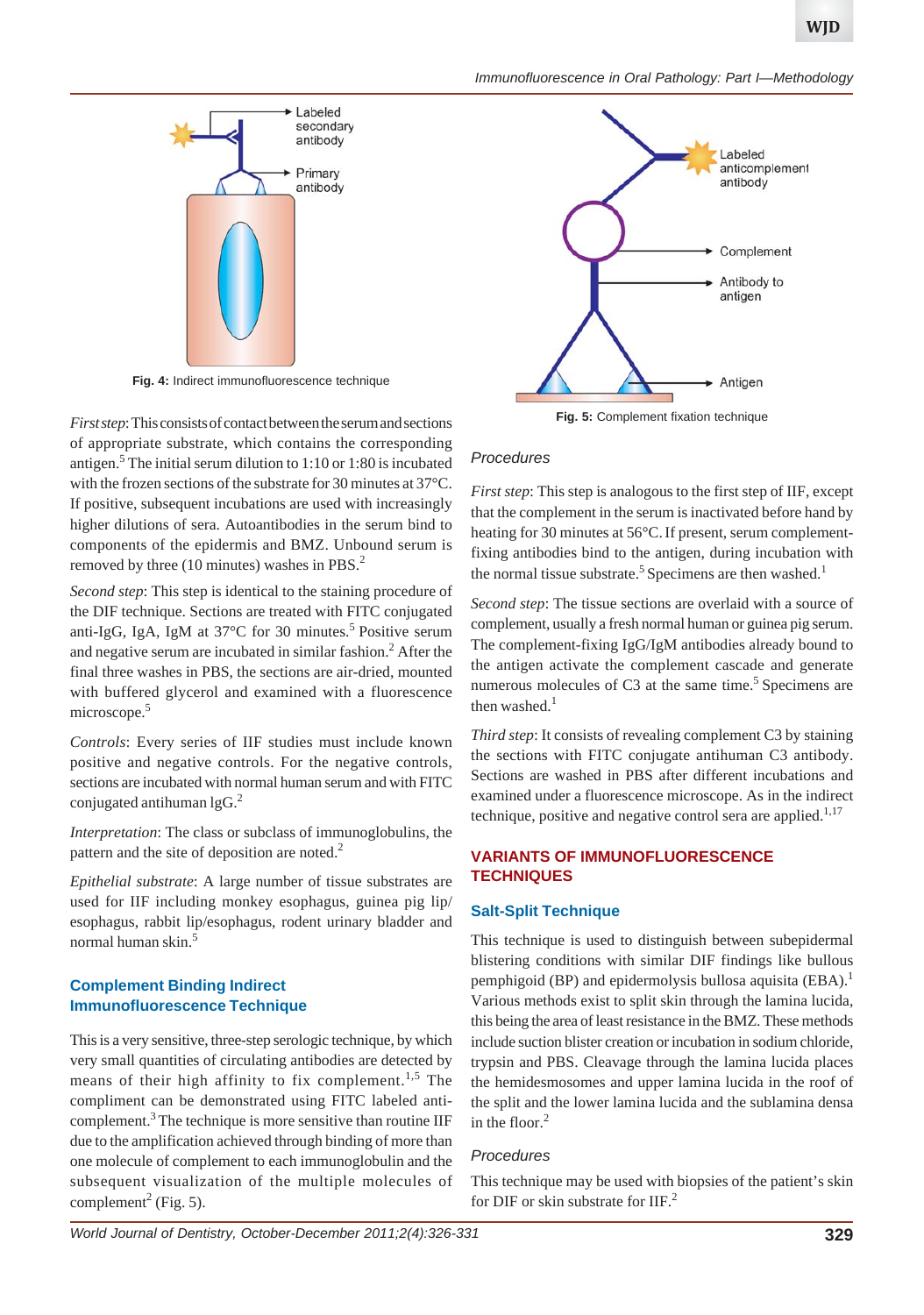Fig. 4: Indirect immunofluorescence technique

*First step*: This consists of contact between the serum and sections of appropriate substrate, which contains the corresponding antigen.[5] The initial serum dilution to 1:10 or 1:80 is incubated with the frozen sections of the substrate for 30 minutes at 37°C. If positive, subsequent incubations are used with increasingly higher dilutions of sera. Autoantibodies in the serum bind to components of the epidermis and BMZ. Unbound serum is removed by three (10 minutes) washes in PBS.[2]

*Second step*: This step is identical to the staining procedure of the DIF technique. Sections are treated with FITC conjugated anti-IgG, IgA, IgM at 37°C for 30 minutes.[5] Positive serum and negative serum are incubated in similar fashion.[2] After the final three washes in PBS, the sections are air-dried, mounted with buffered glycerol and examined with a fluorescence microscope.[5]

*Controls*: Every series of IIF studies must include known positive and negative controls. For the negative controls, sections are incubated with normal human serum and with FITC conjugated antihuman IgG.[2]

*Interpretation*: The class or subclass of immunoglobulins, the pattern and the site of deposition are noted.[2]

*Epithelial substrate*: A large number of tissue substrates are used for IIF including monkey esophagus, guinea pig lip/esophagus, rabbit lip/esophagus, rodent urinary bladder and normal human skin.[5]

### Complement Binding Indirect Immunofluorescence Technique

This is a very sensitive, three-step serologic technique, by which very small quantities of circulating antibodies are detected by means of their high affinity to fix complement.[1,5] The compliment can be demonstrated using FITC labeled anti-complement.[3] The technique is more sensitive than routine IIF due to the amplification achieved through binding of more than one molecule of complement to each immunoglobulin and the subsequent visualization of the multiple molecules of complement[2] (Fig. 5).

Fig. 5: Complement fixation technique

#### Procedures

*First step*: This step is analogous to the first step of IIF, except that the complement in the serum is inactivated before hand by heating for 30 minutes at 56°C. If present, serum complement-fixing antibodies bind to the antigen, during incubation with the normal tissue substrate.[5] Specimens are then washed.[1]

*Second step*: The tissue sections are overlaid with a source of complement, usually a fresh normal human or guinea pig serum. The complement-fixing IgG/IgM antibodies already bound to the antigen activate the complement cascade and generate numerous molecules of C3 at the same time.[5] Specimens are then washed.[1]

*Third step*: It consists of revealing complement C3 by staining the sections with FITC conjugate antihuman C3 antibody. Sections are washed in PBS after different incubations and examined under a fluorescence microscope. As in the indirect technique, positive and negative control sera are applied.[1,17]

## VARIANTS OF IMMUNOFLUORESCENCE TECHNIQUES

### Salt-Split Technique

This technique is used to distinguish between subepidermal blistering conditions with similar DIF findings like bullous pemphigoid (BP) and epidermolysis bullosa aquisita (EBA).[1] Various methods exist to split skin through the lamina lucida, this being the area of least resistance in the BMZ. These methods include suction blister creation or incubation in sodium chloride, trypsin and PBS. Cleavage through the lamina lucida places the hemidesmosomes and upper lamina lucida in the roof of the split and the lower lamina lucida and the sublamina densa in the floor.[2]

#### Procedures

This technique may be used with biopsies of the patient's skin for DIF or skin substrate for IIF.[2]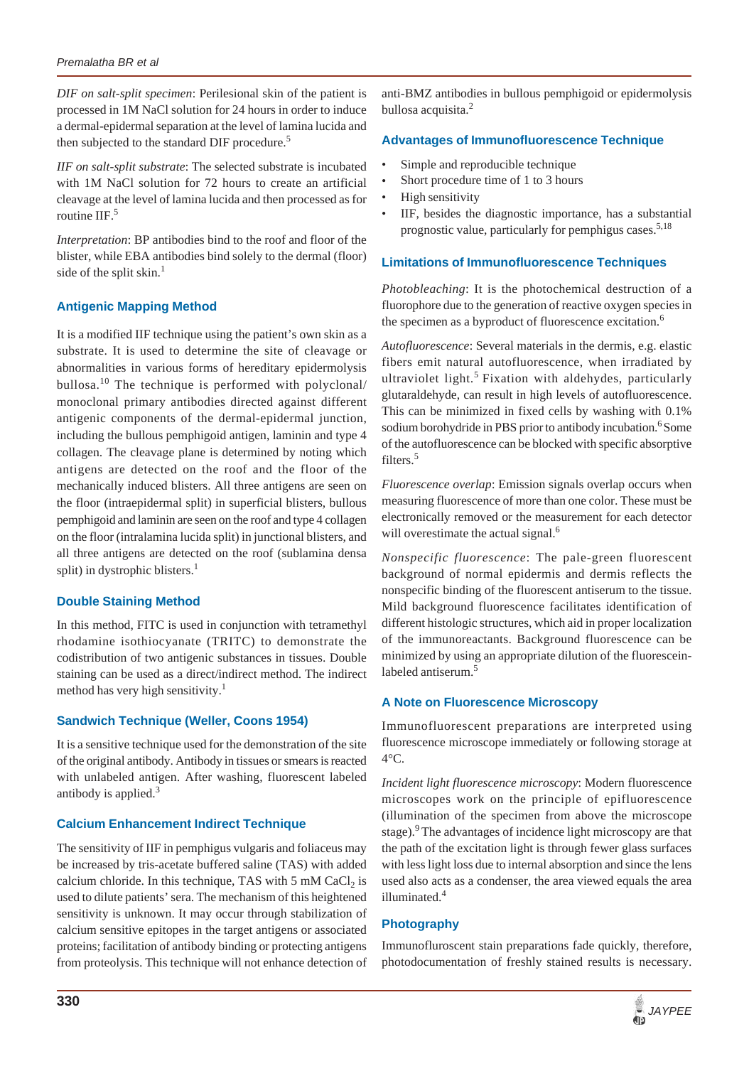*DIF on salt-split specimen*: Perilesional skin of the patient is processed in 1M NaCl solution for 24 hours in order to induce a dermal-epidermal separation at the level of lamina lucida and then subjected to the standard DIF procedure.[5]

*IIF on salt-split substrate*: The selected substrate is incubated with 1M NaCl solution for 72 hours to create an artificial cleavage at the level of lamina lucida and then processed as for routine IIF.[5]

*Interpretation*: BP antibodies bind to the roof and floor of the blister, while EBA antibodies bind solely to the dermal (floor) side of the split skin.[1]

### Antigenic Mapping Method

It is a modified IIF technique using the patient's own skin as a substrate. It is used to determine the site of cleavage or abnormalities in various forms of hereditary epidermolysis bullosa.[10] The technique is performed with polyclonal/ monoclonal primary antibodies directed against different antigenic components of the dermal-epidermal junction, including the bullous pemphigoid antigen, laminin and type 4 collagen. The cleavage plane is determined by noting which antigens are detected on the roof and the floor of the mechanically induced blisters. All three antigens are seen on the floor (intraepidermal split) in superficial blisters, bullous pemphigoid and laminin are seen on the roof and type 4 collagen on the floor (intralamina lucida split) in junctional blisters, and all three antigens are detected on the roof (sublamina densa split) in dystrophic blisters.[1]

### Double Staining Method

In this method, FITC is used in conjunction with tetramethyl rhodamine isothiocyanate (TRITC) to demonstrate the codistribution of two antigenic substances in tissues. Double staining can be used as a direct/indirect method. The indirect method has very high sensitivity.[1]

### Sandwich Technique (Weller, Coons 1954)

It is a sensitive technique used for the demonstration of the site of the original antibody. Antibody in tissues or smears is reacted with unlabeled antigen. After washing, fluorescent labeled antibody is applied.[3]

### Calcium Enhancement Indirect Technique

The sensitivity of IIF in pemphigus vulgaris and foliaceus may be increased by tris-acetate buffered saline (TAS) with added calcium chloride. In this technique, TAS with 5 mM $CaCl_2$ is used to dilute patients' sera. The mechanism of this heightened sensitivity is unknown. It may occur through stabilization of calcium sensitive epitopes in the target antigens or associated proteins; facilitation of antibody binding or protecting antigens from proteolysis. This technique will not enhance detection of anti-BMZ antibodies in bullous pemphigoid or epidermolysis bullosa acquisita.[2]

### Advantages of Immunofluorescence Technique

- Simple and reproducible technique
- Short procedure time of 1 to 3 hours
- High sensitivity
- IIF, besides the diagnostic importance, has a substantial prognostic value, particularly for pemphigus cases.[5,18]

### Limitations of Immunofluorescence Techniques

*Photobleaching*: It is the photochemical destruction of a fluorophore due to the generation of reactive oxygen species in the specimen as a byproduct of fluorescence excitation.[6]

*Autofluorescence*: Several materials in the dermis, e.g. elastic fibers emit natural autofluorescence, when irradiated by ultraviolet light.[5] Fixation with aldehydes, particularly glutaraldehyde, can result in high levels of autofluorescence. This can be minimized in fixed cells by washing with 0.1% sodium borohydride in PBS prior to antibody incubation.[6] Some of the autofluorescence can be blocked with specific absorptive filters.[5]

*Fluorescence overlap*: Emission signals overlap occurs when measuring fluorescence of more than one color. These must be electronically removed or the measurement for each detector will overestimate the actual signal.[6]

*Nonspecific fluorescence*: The pale-green fluorescent background of normal epidermis and dermis reflects the nonspecific binding of the fluorescent antiserum to the tissue. Mild background fluorescence facilitates identification of different histologic structures, which aid in proper localization of the immunoreactants. Background fluorescence can be minimized by using an appropriate dilution of the fluorescein-labeled antiserum.[5]

### A Note on Fluorescence Microscopy

Immunofluorescent preparations are interpreted using fluorescence microscope immediately or following storage at 4°C.

*Incident light fluorescence microscopy*: Modern fluorescence microscopes work on the principle of epifluorescence (illumination of the specimen from above the microscope stage).[9] The advantages of incidence light microscopy are that the path of the excitation light is through fewer glass surfaces with less light loss due to internal absorption and since the lens used also acts as a condenser, the area viewed equals the area illuminated.[4]

### Photography

Immunofluroscent stain preparations fade quickly, therefore, photodocumentation of freshly stained results is necessary.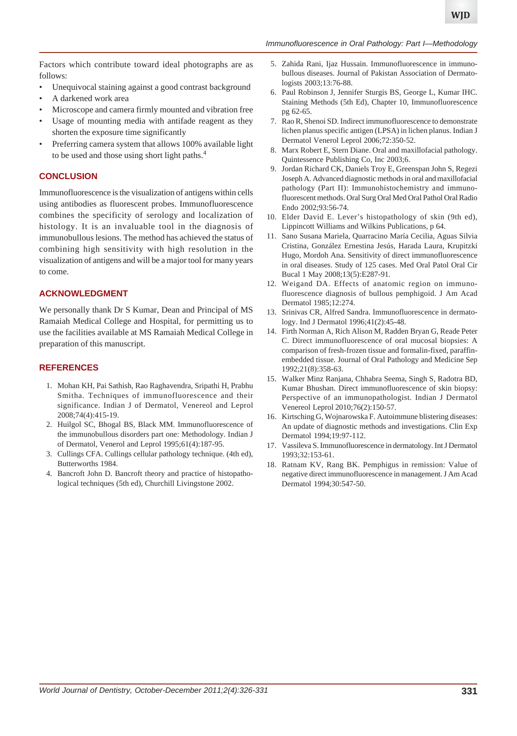Factors which contribute toward ideal photographs are as follows:

- Unequivocal staining against a good contrast background
- A darkened work area
- Microscope and camera firmly mounted and vibration free
- Usage of mounting media with antifade reagent as they shorten the exposure time significantly
- Preferring camera system that allows 100% available light to be used and those using short light paths.[4]

## CONCLUSION

Immunofluorescence is the visualization of antigens within cells using antibodies as fluorescent probes. Immunofluorescence combines the specificity of serology and localization of histology. It is an invaluable tool in the diagnosis of immunobullous lesions. The method has achieved the status of combining high sensitivity with high resolution in the visualization of antigens and will be a major tool for many years to come.

## ACKNOWLEDGMENT

We personally thank Dr S Kumar, Dean and Principal of MS Ramaiah Medical College and Hospital, for permitting us to use the facilities available at MS Ramaiah Medical College in preparation of this manuscript.

## REFERENCES

1. Mohan KH, Pai Sathish, Rao Raghavendra, Sripathi H, Prabhu Smitha. Techniques of immunofluorescence and their significance. Indian J of Dermatol, Venereol and Leprol 2008;74(4):415-19.
2. Huilgol SC, Bhogal BS, Black MM. Immunofluorescence of the immunobullous disorders part one: Methodology. Indian J of Dermatol, Venerol and Leprol 1995;61(4):187-95.
3. Cullings CFA. Cullings cellular pathology technique. (4th ed), Butterworths 1984.
4. Bancroft John D. Bancroft theory and practice of histopathological techniques (5th ed), Churchill Livingstone 2002.
5. Zahida Rani, Ijaz Hussain. Immunofluorescence in immunobullous diseases. Journal of Pakistan Association of Dermatologists 2003;13:76-88.
6. Paul Robinson J, Jennifer Sturgis BS, George L, Kumar IHC. Staining Methods (5th Ed), Chapter 10, Immunofluorescence pg 62-65.
7. Rao R, Shenoi SD. Indirect immunofluorescence to demonstrate lichen planus specific antigen (LPSA) in lichen planus. Indian J Dermatol Venerol Leprol 2006;72:350-52.
8. Marx Robert E, Stern Diane. Oral and maxillofacial pathology. Quintessence Publishing Co, Inc 2003;6.
9. Jordan Richard CK, Daniels Troy E, Greenspan John S, Regezi Joseph A. Advanced diagnostic methods in oral and maxillofacial pathology (Part II): Immunohistochemistry and immunofluorescent methods. Oral Surg Oral Med Oral Pathol Oral Radio Endo 2002;93:56-74.
10. Elder David E. Lever's histopathology of skin (9th ed), Lippincott Williams and Wilkins Publications, p 64.
11. Sano Susana Mariela, Quarracino María Cecilia, Aguas Silvia Cristina, González Ernestina Jesús, Harada Laura, Krupitzki Hugo, Mordoh Ana. Sensitivity of direct immunofluorescence in oral diseases. Study of 125 cases. Med Oral Patol Oral Cir Bucal 1 May 2008;13(5):E287-91.
12. Weigand DA. Effects of anatomic region on immunofluorescence diagnosis of bullous pemphigoid. J Am Acad Dermatol 1985;12:274.
13. Srinivas CR, Alfred Sandra. Immunofluorescence in dermatology. Ind J Dermatol 1996;41(2):45-48.
14. Firth Norman A, Rich Alison M, Radden Bryan G, Reade Peter C. Direct immunofluorescence of oral mucosal biopsies: A comparison of fresh-frozen tissue and formalin-fixed, paraffin-embedded tissue. Journal of Oral Pathology and Medicine Sep 1992;21(8):358-63.
15. Walker Minz Ranjana, Chhabra Seema, Singh S, Radotra BD, Kumar Bhushan. Direct immunofluorescence of skin biopsy: Perspective of an immunopathologist. Indian J Dermatol Venereol Leprol 2010;76(2):150-57.
16. Kirtsching G, Wojnarowska F. Autoimmune blistering diseases: An update of diagnostic methods and investigations. Clin Exp Dermatol 1994;19:97-112.
17. Vassileva S. Immunofluorescence in dermatology. Int J Dermatol 1993;32:153-61.
18. Ratnam KV, Rang BK. Pemphigus in remission: Value of negative direct immunofluorescence in management. J Am Acad Dermatol 1994;30:547-50.